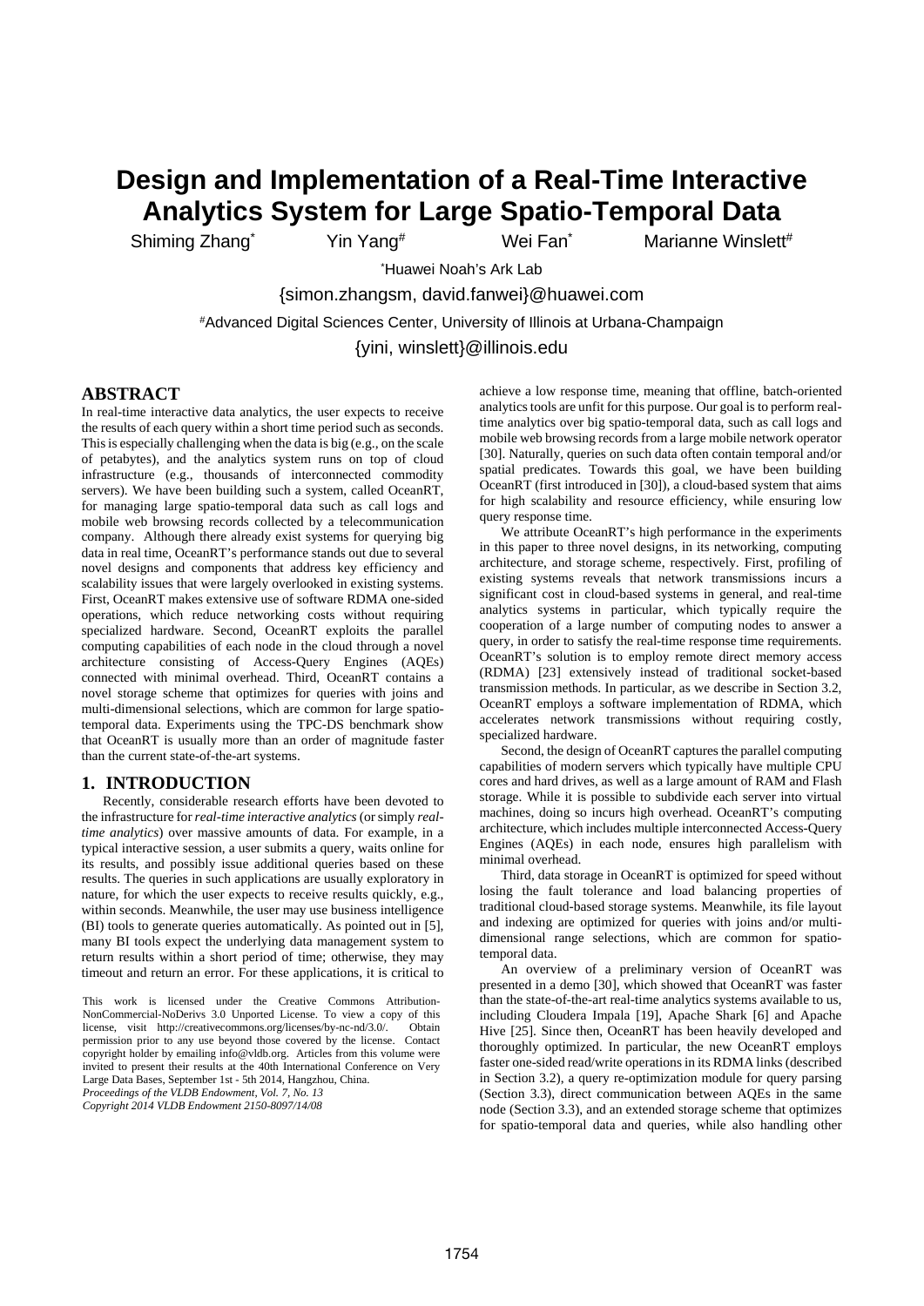# Design and Implementation of a Real-Time Interactive Analytics System for Large Spatio-Temporal Data

Shiming Zhang[*] Yin Yang[#] Wei Fan[*] Marianne Winslett[#]

[*]Huawei Noah's Ark Lab

{simon.zhangsm, david.fanwei}@huawei.com

[#]Advanced Digital Sciences Center, University of Illinois at Urbana-Champaign

{yini, winslett}@illinois.edu

## ABSTRACT

In real-time interactive data analytics, the user expects to receive the results of each query within a short time period such as seconds. This is especially challenging when the data is big (e.g., on the scale of petabytes), and the analytics system runs on top of cloud infrastructure (e.g., thousands of interconnected commodity servers). We have been building such a system, called OceanRT, for managing large spatio-temporal data such as call logs and mobile web browsing records collected by a telecommunication company. Although there already exist systems for querying big data in real time, OceanRT's performance stands out due to several novel designs and components that address key efficiency and scalability issues that were largely overlooked in existing systems. First, OceanRT makes extensive use of software RDMA one-sided operations, which reduce networking costs without requiring specialized hardware. Second, OceanRT exploits the parallel computing capabilities of each node in the cloud through a novel architecture consisting of Access-Query Engines (AQEs) connected with minimal overhead. Third, OceanRT contains a novel storage scheme that optimizes for queries with joins and multi-dimensional selections, which are common for large spatio-temporal data. Experiments using the TPC-DS benchmark show that OceanRT is usually more than an order of magnitude faster than the current state-of-the-art systems.

## 1. INTRODUCTION

Recently, considerable research efforts have been devoted to the infrastructure for *real-time interactive analytics* (or simply *real-time analytics*) over massive amounts of data. For example, in a typical interactive session, a user submits a query, waits online for its results, and possibly issue additional queries based on these results. The queries in such applications are usually exploratory in nature, for which the user expects to receive results quickly, e.g., within seconds. Meanwhile, the user may use business intelligence (BI) tools to generate queries automatically. As pointed out in [5], many BI tools expect the underlying data management system to return results within a short period of time; otherwise, they may timeout and return an error. For these applications, it is critical to achieve a low response time, meaning that offline, batch-oriented analytics tools are unfit for this purpose. Our goal is to perform real-time analytics over big spatio-temporal data, such as call logs and mobile web browsing records from a large mobile network operator [30]. Naturally, queries on such data often contain temporal and/or spatial predicates. Towards this goal, we have been building OceanRT (first introduced in [30]), a cloud-based system that aims for high scalability and resource efficiency, while ensuring low query response time.

We attribute OceanRT's high performance in the experiments in this paper to three novel designs, in its networking, computing architecture, and storage scheme, respectively. First, profiling of existing systems reveals that network transmissions incurs a significant cost in cloud-based systems in general, and real-time analytics systems in particular, which typically require the cooperation of a large number of computing nodes to answer a query, in order to satisfy the real-time response time requirements. OceanRT's solution is to employ remote direct memory access (RDMA) [23] extensively instead of traditional socket-based transmission methods. In particular, as we describe in Section 3.2, OceanRT employs a software implementation of RDMA, which accelerates network transmissions without requiring costly, specialized hardware.

Second, the design of OceanRT captures the parallel computing capabilities of modern servers which typically have multiple CPU cores and hard drives, as well as a large amount of RAM and Flash storage. While it is possible to subdivide each server into virtual machines, doing so incurs high overhead. OceanRT's computing architecture, which includes multiple interconnected Access-Query Engines (AQEs) in each node, ensures high parallelism with minimal overhead.

Third, data storage in OceanRT is optimized for speed without losing the fault tolerance and load balancing properties of traditional cloud-based storage systems. Meanwhile, its file layout and indexing are optimized for queries with joins and/or multi-dimensional range selections, which are common for spatio-temporal data.

An overview of a preliminary version of OceanRT was presented in a demo [30], which showed that OceanRT was faster than the state-of-the-art real-time analytics systems available to us, including Cloudera Impala [19], Apache Shark [6] and Apache Hive [25]. Since then, OceanRT has been heavily developed and thoroughly optimized. In particular, the new OceanRT employs faster one-sided read/write operations in its RDMA links (described in Section 3.2), a query re-optimization module for query parsing (Section 3.3), direct communication between AQEs in the same node (Section 3.3), and an extended storage scheme that optimizes for spatio-temporal data and queries, while also handling other

This work is licensed under the Creative Commons Attribution-NonCommercial-NoDerivs 3.0 Unported License. To view a copy of this license, visit http://creativecommons.org/licenses/by-nc-nd/3.0/. Obtain permission prior to any use beyond those covered by the license. Contact copyright holder by emailing info@vldb.org. Articles from this volume were invited to present their results at the 40th International Conference on Very Large Data Bases, September 1st - 5th 2014, Hangzhou, China.
*Proceedings of the VLDB Endowment, Vol. 7, No. 13*
*Copyright 2014 VLDB Endowment 2150-8097/14/08*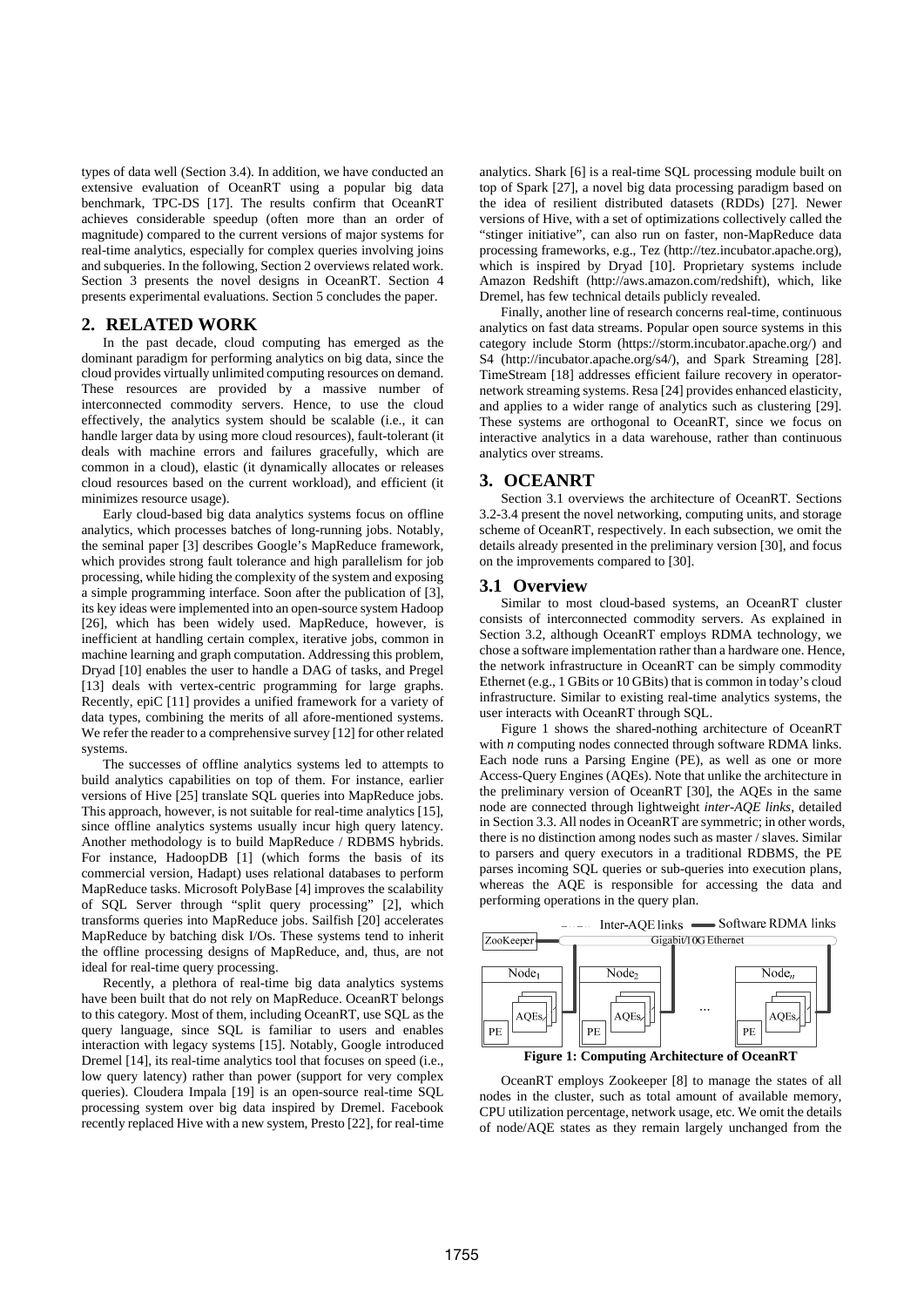types of data well (Section 3.4). In addition, we have conducted an extensive evaluation of OceanRT using a popular big data benchmark, TPC-DS [17]. The results confirm that OceanRT achieves considerable speedup (often more than an order of magnitude) compared to the current versions of major systems for real-time analytics, especially for complex queries involving joins and subqueries. In the following, Section 2 overviews related work. Section 3 presents the novel designs in OceanRT. Section 4 presents experimental evaluations. Section 5 concludes the paper.

## 2. RELATED WORK

In the past decade, cloud computing has emerged as the dominant paradigm for performing analytics on big data, since the cloud provides virtually unlimited computing resources on demand. These resources are provided by a massive number of interconnected commodity servers. Hence, to use the cloud effectively, the analytics system should be scalable (i.e., it can handle larger data by using more cloud resources), fault-tolerant (it deals with machine errors and failures gracefully, which are common in a cloud), elastic (it dynamically allocates or releases cloud resources based on the current workload), and efficient (it minimizes resource usage).

Early cloud-based big data analytics systems focus on offline analytics, which processes batches of long-running jobs. Notably, the seminal paper [3] describes Google's MapReduce framework, which provides strong fault tolerance and high parallelism for job processing, while hiding the complexity of the system and exposing a simple programming interface. Soon after the publication of [3], its key ideas were implemented into an open-source system Hadoop [26], which has been widely used. MapReduce, however, is inefficient at handling certain complex, iterative jobs, common in machine learning and graph computation. Addressing this problem, Dryad [10] enables the user to handle a DAG of tasks, and Pregel [13] deals with vertex-centric programming for large graphs. Recently, epiC [11] provides a unified framework for a variety of data types, combining the merits of all afore-mentioned systems. We refer the reader to a comprehensive survey [12] for other related systems.

The successes of offline analytics systems led to attempts to build analytics capabilities on top of them. For instance, earlier versions of Hive [25] translate SQL queries into MapReduce jobs. This approach, however, is not suitable for real-time analytics [15], since offline analytics systems usually incur high query latency. Another methodology is to build MapReduce / RDBMS hybrids. For instance, HadoopDB [1] (which forms the basis of its commercial version, Hadapt) uses relational databases to perform MapReduce tasks. Microsoft PolyBase [4] improves the scalability of SQL Server through "split query processing" [2], which transforms queries into MapReduce jobs. Sailfish [20] accelerates MapReduce by batching disk I/Os. These systems tend to inherit the offline processing designs of MapReduce, and, thus, are not ideal for real-time query processing.

Recently, a plethora of real-time big data analytics systems have been built that do not rely on MapReduce. OceanRT belongs to this category. Most of them, including OceanRT, use SQL as the query language, since SQL is familiar to users and enables interaction with legacy systems [15]. Notably, Google introduced Dremel [14], its real-time analytics tool that focuses on speed (i.e., low query latency) rather than power (support for very complex queries). Cloudera Impala [19] is an open-source real-time SQL processing system over big data inspired by Dremel. Facebook recently replaced Hive with a new system, Presto [22], for real-time analytics. Shark [6] is a real-time SQL processing module built on top of Spark [27], a novel big data processing paradigm based on the idea of resilient distributed datasets (RDDs) [27]. Newer versions of Hive, with a set of optimizations collectively called the "stinger initiative", can also run on faster, non-MapReduce data processing frameworks, e.g., Tez (http://tez.incubator.apache.org), which is inspired by Dryad [10]. Proprietary systems include Amazon Redshift (http://aws.amazon.com/redshift), which, like Dremel, has few technical details publicly revealed.

Finally, another line of research concerns real-time, continuous analytics on fast data streams. Popular open source systems in this category include Storm (https://storm.incubator.apache.org/) and S4 (http://incubator.apache.org/s4/), and Spark Streaming [28]. TimeStream [18] addresses efficient failure recovery in operator-network streaming systems. Resa [24] provides enhanced elasticity, and applies to a wider range of analytics such as clustering [29]. These systems are orthogonal to OceanRT, since we focus on interactive analytics in a data warehouse, rather than continuous analytics over streams.

## 3. OCEANRT

Section 3.1 overviews the architecture of OceanRT. Sections 3.2-3.4 present the novel networking, computing units, and storage scheme of OceanRT, respectively. In each subsection, we omit the details already presented in the preliminary version [30], and focus on the improvements compared to [30].

### 3.1 Overview

Similar to most cloud-based systems, an OceanRT cluster consists of interconnected commodity servers. As explained in Section 3.2, although OceanRT employs RDMA technology, we chose a software implementation rather than a hardware one. Hence, the network infrastructure in OceanRT can be simply commodity Ethernet (e.g., 1 GBits or 10 GBits) that is common in today's cloud infrastructure. Similar to existing real-time analytics systems, the user interacts with OceanRT through SQL.

Figure 1 shows the shared-nothing architecture of OceanRT with *n* computing nodes connected through software RDMA links. Each node runs a Parsing Engine (PE), as well as one or more Access-Query Engines (AQEs). Note that unlike the architecture in the preliminary version of OceanRT [30], the AQEs in the same node are connected through lightweight *inter-AQE links*, detailed in Section 3.3. All nodes in OceanRT are symmetric; in other words, there is no distinction among nodes such as master / slaves. Similar to parsers and query executors in a traditional RDBMS, the PE parses incoming SQL queries or sub-queries into execution plans, whereas the AQE is responsible for accessing the data and performing operations in the query plan.

**Figure 1: Computing Architecture of OceanRT**

OceanRT employs Zookeeper [8] to manage the states of all nodes in the cluster, such as total amount of available memory, CPU utilization percentage, network usage, etc. We omit the details of node/AQE states as they remain largely unchanged from the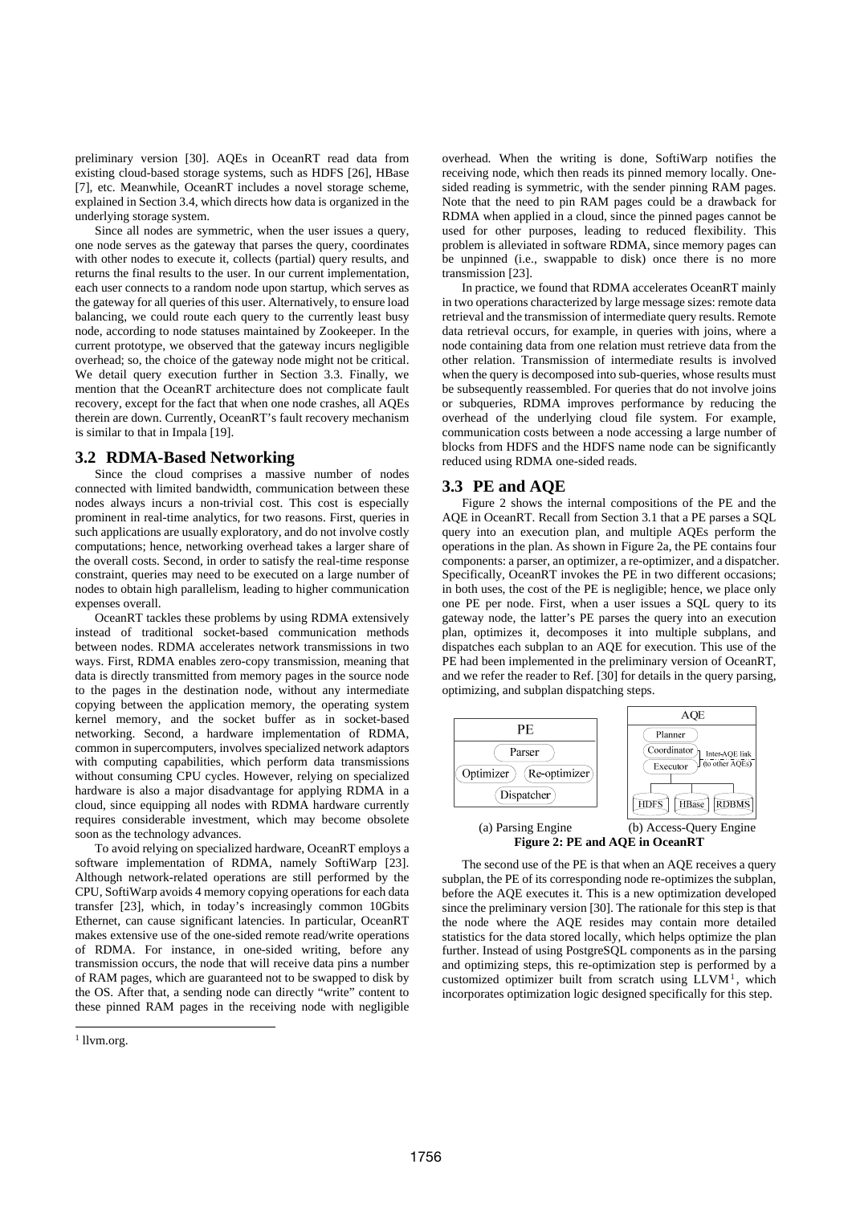preliminary version [30]. AQEs in OceanRT read data from existing cloud-based storage systems, such as HDFS [26], HBase [7], etc. Meanwhile, OceanRT includes a novel storage scheme, explained in Section 3.4, which directs how data is organized in the underlying storage system.

Since all nodes are symmetric, when the user issues a query, one node serves as the gateway that parses the query, coordinates with other nodes to execute it, collects (partial) query results, and returns the final results to the user. In our current implementation, each user connects to a random node upon startup, which serves as the gateway for all queries of this user. Alternatively, to ensure load balancing, we could route each query to the currently least busy node, according to node statuses maintained by Zookeeper. In the current prototype, we observed that the gateway incurs negligible overhead; so, the choice of the gateway node might not be critical. We detail query execution further in Section 3.3. Finally, we mention that the OceanRT architecture does not complicate fault recovery, except for the fact that when one node crashes, all AQEs therein are down. Currently, OceanRT's fault recovery mechanism is similar to that in Impala [19].

## 3.2 RDMA-Based Networking

Since the cloud comprises a massive number of nodes connected with limited bandwidth, communication between these nodes always incurs a non-trivial cost. This cost is especially prominent in real-time analytics, for two reasons. First, queries in such applications are usually exploratory, and do not involve costly computations; hence, networking overhead takes a larger share of the overall costs. Second, in order to satisfy the real-time response constraint, queries may need to be executed on a large number of nodes to obtain high parallelism, leading to higher communication expenses overall.

OceanRT tackles these problems by using RDMA extensively instead of traditional socket-based communication methods between nodes. RDMA accelerates network transmissions in two ways. First, RDMA enables zero-copy transmission, meaning that data is directly transmitted from memory pages in the source node to the pages in the destination node, without any intermediate copying between the application memory, the operating system kernel memory, and the socket buffer as in socket-based networking. Second, a hardware implementation of RDMA, common in supercomputers, involves specialized network adaptors with computing capabilities, which perform data transmissions without consuming CPU cycles. However, relying on specialized hardware is also a major disadvantage for applying RDMA in a cloud, since equipping all nodes with RDMA hardware currently requires considerable investment, which may become obsolete soon as the technology advances.

To avoid relying on specialized hardware, OceanRT employs a software implementation of RDMA, namely SoftiWarp [23]. Although network-related operations are still performed by the CPU, SoftiWarp avoids 4 memory copying operations for each data transfer [23], which, in today's increasingly common 10Gbits Ethernet, can cause significant latencies. In particular, OceanRT makes extensive use of the one-sided remote read/write operations of RDMA. For instance, in one-sided writing, before any transmission occurs, the node that will receive data pins a number of RAM pages, which are guaranteed not to be swapped to disk by the OS. After that, a sending node can directly "write" content to these pinned RAM pages in the receiving node with negligible overhead. When the writing is done, SoftiWarp notifies the receiving node, which then reads its pinned memory locally. One-sided reading is symmetric, with the sender pinning RAM pages. Note that the need to pin RAM pages could be a drawback for RDMA when applied in a cloud, since the pinned pages cannot be used for other purposes, leading to reduced flexibility. This problem is alleviated in software RDMA, since memory pages can be unpinned (i.e., swappable to disk) once there is no more transmission [23].

In practice, we found that RDMA accelerates OceanRT mainly in two operations characterized by large message sizes: remote data retrieval and the transmission of intermediate query results. Remote data retrieval occurs, for example, in queries with joins, where a node containing data from one relation must retrieve data from the other relation. Transmission of intermediate results is involved when the query is decomposed into sub-queries, whose results must be subsequently reassembled. For queries that do not involve joins or subqueries, RDMA improves performance by reducing the overhead of the underlying cloud file system. For example, communication costs between a node accessing a large number of blocks from HDFS and the HDFS name node can be significantly reduced using RDMA one-sided reads.

## 3.3 PE and AQE

Figure 2 shows the internal compositions of the PE and the AQE in OceanRT. Recall from Section 3.1 that a PE parses a SQL query into an execution plan, and multiple AQEs perform the operations in the plan. As shown in Figure 2a, the PE contains four components: a parser, an optimizer, a re-optimizer, and a dispatcher. Specifically, OceanRT invokes the PE in two different occasions; in both uses, the cost of the PE is negligible; hence, we place only one PE per node. First, when a user issues a SQL query to its gateway node, the latter's PE parses the query into an execution plan, optimizes it, decomposes it into multiple subplans, and dispatches each subplan to an AQE for execution. This use of the PE had been implemented in the preliminary version of OceanRT, and we refer the reader to Ref. [30] for details in the query parsing, optimizing, and subplan dispatching steps.

PE
Parser
Optimizer
Re-optimizer
Dispatcher

AQE
Planner
Coordinator
Executor
Inter-AQE link (to other AQEs)
HDFS
HBase
RDBMS

(a) Parsing Engine (b) Access-Query Engine

**Figure 2: PE and AQE in OceanRT**

The second use of the PE is that when an AQE receives a query subplan, the PE of its corresponding node re-optimizes the subplan, before the AQE executes it. This is a new optimization developed since the preliminary version [30]. The rationale for this step is that the node where the AQE resides may contain more detailed statistics for the data stored locally, which helps optimize the plan further. Instead of using PostgreSQL components as in the parsing and optimizing steps, this re-optimization step is performed by a customized optimizer built from scratch using LLVM[1], which incorporates optimization logic designed specifically for this step.

[1] llvm.org.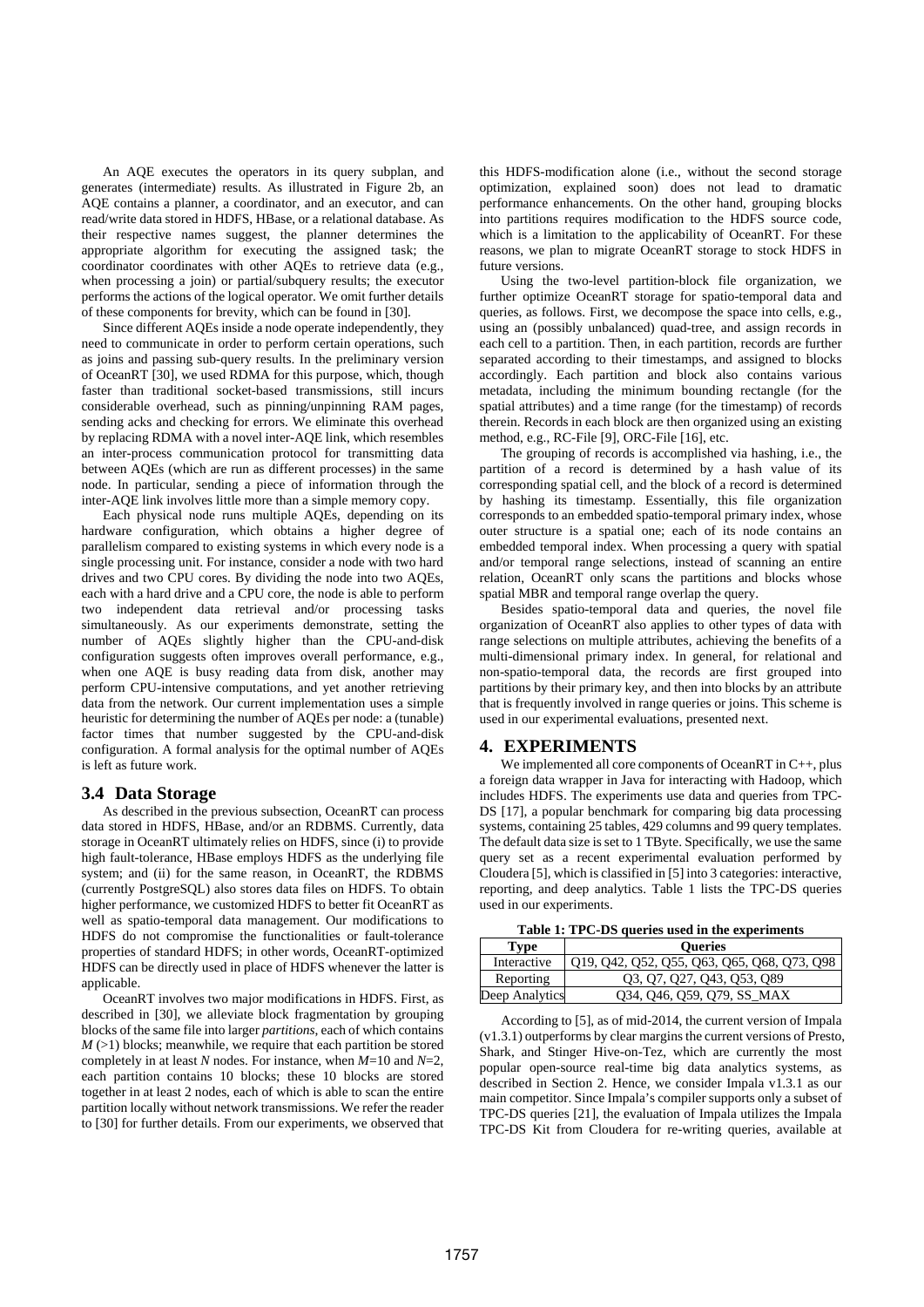An AQE executes the operators in its query subplan, and generates (intermediate) results. As illustrated in Figure 2b, an AQE contains a planner, a coordinator, and an executor, and can read/write data stored in HDFS, HBase, or a relational database. As their respective names suggest, the planner determines the appropriate algorithm for executing the assigned task; the coordinator coordinates with other AQEs to retrieve data (e.g., when processing a join) or partial/subquery results; the executor performs the actions of the logical operator. We omit further details of these components for brevity, which can be found in [30].

Since different AQEs inside a node operate independently, they need to communicate in order to perform certain operations, such as joins and passing sub-query results. In the preliminary version of OceanRT [30], we used RDMA for this purpose, which, though faster than traditional socket-based transmissions, still incurs considerable overhead, such as pinning/unpinning RAM pages, sending acks and checking for errors. We eliminate this overhead by replacing RDMA with a novel inter-AQE link, which resembles an inter-process communication protocol for transmitting data between AQEs (which are run as different processes) in the same node. In particular, sending a piece of information through the inter-AQE link involves little more than a simple memory copy.

Each physical node runs multiple AQEs, depending on its hardware configuration, which obtains a higher degree of parallelism compared to existing systems in which every node is a single processing unit. For instance, consider a node with two hard drives and two CPU cores. By dividing the node into two AQEs, each with a hard drive and a CPU core, the node is able to perform two independent data retrieval and/or processing tasks simultaneously. As our experiments demonstrate, setting the number of AQEs slightly higher than the CPU-and-disk configuration suggests often improves overall performance, e.g., when one AQE is busy reading data from disk, another may perform CPU-intensive computations, and yet another retrieving data from the network. Our current implementation uses a simple heuristic for determining the number of AQEs per node: a (tunable) factor times that number suggested by the CPU-and-disk configuration. A formal analysis for the optimal number of AQEs is left as future work.

### 3.4 Data Storage

As described in the previous subsection, OceanRT can process data stored in HDFS, HBase, and/or an RDBMS. Currently, data storage in OceanRT ultimately relies on HDFS, since (i) to provide high fault-tolerance, HBase employs HDFS as the underlying file system; and (ii) for the same reason, in OceanRT, the RDBMS (currently PostgreSQL) also stores data files on HDFS. To obtain higher performance, we customized HDFS to better fit OceanRT as well as spatio-temporal data management. Our modifications to HDFS do not compromise the functionalities or fault-tolerance properties of standard HDFS; in other words, OceanRT-optimized HDFS can be directly used in place of HDFS whenever the latter is applicable.

OceanRT involves two major modifications in HDFS. First, as described in [30], we alleviate block fragmentation by grouping blocks of the same file into larger *partitions*, each of which contains $M$ (>1) blocks; meanwhile, we require that each partition be stored completely in at least $N$ nodes. For instance, when $M$=10 and $N$=2, each partition contains 10 blocks; these 10 blocks are stored together in at least 2 nodes, each of which is able to scan the entire partition locally without network transmissions. We refer the reader to [30] for further details. From our experiments, we observed that this HDFS-modification alone (i.e., without the second storage optimization, explained soon) does not lead to dramatic performance enhancements. On the other hand, grouping blocks into partitions requires modification to the HDFS source code, which is a limitation to the applicability of OceanRT. For these reasons, we plan to migrate OceanRT storage to stock HDFS in future versions.

Using the two-level partition-block file organization, we further optimize OceanRT storage for spatio-temporal data and queries, as follows. First, we decompose the space into cells, e.g., using an (possibly unbalanced) quad-tree, and assign records in each cell to a partition. Then, in each partition, records are further separated according to their timestamps, and assigned to blocks accordingly. Each partition and block also contains various metadata, including the minimum bounding rectangle (for the spatial attributes) and a time range (for the timestamp) of records therein. Records in each block are then organized using an existing method, e.g., RC-File [9], ORC-File [16], etc.

The grouping of records is accomplished via hashing, i.e., the partition of a record is determined by a hash value of its corresponding spatial cell, and the block of a record is determined by hashing its timestamp. Essentially, this file organization corresponds to an embedded spatio-temporal primary index, whose outer structure is a spatial one; each of its node contains an embedded temporal index. When processing a query with spatial and/or temporal range selections, instead of scanning an entire relation, OceanRT only scans the partitions and blocks whose spatial MBR and temporal range overlap the query.

Besides spatio-temporal data and queries, the novel file organization of OceanRT also applies to other types of data with range selections on multiple attributes, achieving the benefits of a multi-dimensional primary index. In general, for relational and non-spatio-temporal data, the records are first grouped into partitions by their primary key, and then into blocks by an attribute that is frequently involved in range queries or joins. This scheme is used in our experimental evaluations, presented next.

## 4. EXPERIMENTS

We implemented all core components of OceanRT in C++, plus a foreign data wrapper in Java for interacting with Hadoop, which includes HDFS. The experiments use data and queries from TPC-DS [17], a popular benchmark for comparing big data processing systems, containing 25 tables, 429 columns and 99 query templates. The default data size is set to 1 TByte. Specifically, we use the same query set as a recent experimental evaluation performed by Cloudera [5], which is classified in [5] into 3 categories: interactive, reporting, and deep analytics. Table 1 lists the TPC-DS queries used in our experiments.

**Table 1: TPC-DS queries used in the experiments**

| Type | Queries |
|---|---|
| Interactive | Q19, Q42, Q52, Q55, Q63, Q65, Q68, Q73, Q98 |
| Reporting | Q3, Q7, Q27, Q43, Q53, Q89 |
| Deep Analytics | Q34, Q46, Q59, Q79, SS_MAX |

According to [5], as of mid-2014, the current version of Impala (v1.3.1) outperforms by clear margins the current versions of Presto, Shark, and Stinger Hive-on-Tez, which are currently the most popular open-source real-time big data analytics systems, as described in Section 2. Hence, we consider Impala v1.3.1 as our main competitor. Since Impala's compiler supports only a subset of TPC-DS queries [21], the evaluation of Impala utilizes the Impala TPC-DS Kit from Cloudera for re-writing queries, available at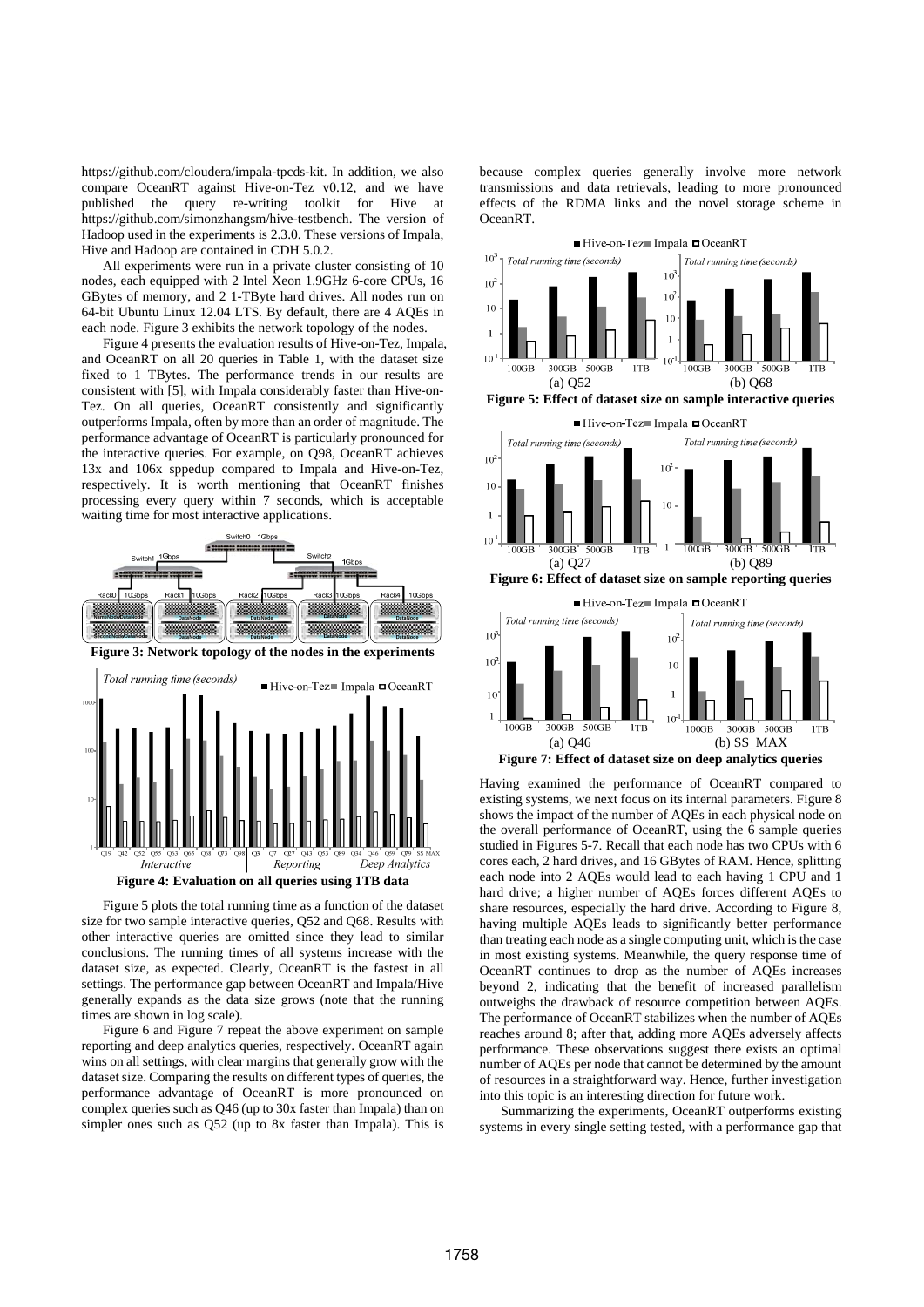https://github.com/cloudera/impala-tpcds-kit. In addition, we also compare OceanRT against Hive-on-Tez v0.12, and we have published the query re-writing toolkit for Hive at https://github.com/simonzhangsm/hive-testbench. The version of Hadoop used in the experiments is 2.3.0. These versions of Impala, Hive and Hadoop are contained in CDH 5.0.2.

All experiments were run in a private cluster consisting of 10 nodes, each equipped with 2 Intel Xeon 1.9GHz 6-core CPUs, 16 GBytes of memory, and 2 1-TByte hard drives. All nodes run on 64-bit Ubuntu Linux 12.04 LTS. By default, there are 4 AQEs in each node. Figure 3 exhibits the network topology of the nodes.

Figure 4 presents the evaluation results of Hive-on-Tez, Impala, and OceanRT on all 20 queries in Table 1, with the dataset size fixed to 1 TBytes. The performance trends in our results are consistent with [5], with Impala considerably faster than Hive-on-Tez. On all queries, OceanRT consistently and significantly outperforms Impala, often by more than an order of magnitude. The performance advantage of OceanRT is particularly pronounced for the interactive queries. For example, on Q98, OceanRT achieves 13x and 106x sppedup compared to Impala and Hive-on-Tez, respectively. It is worth mentioning that OceanRT finishes processing every query within 7 seconds, which is acceptable waiting time for most interactive applications.

**Figure 3: Network topology of the nodes in the experiments**

**Figure 4: Evaluation on all queries using 1TB data**

Figure 5 plots the total running time as a function of the dataset size for two sample interactive queries, Q52 and Q68. Results with other interactive queries are omitted since they lead to similar conclusions. The running times of all systems increase with the dataset size, as expected. Clearly, OceanRT is the fastest in all settings. The performance gap between OceanRT and Impala/Hive generally expands as the data size grows (note that the running times are shown in log scale).

Figure 6 and Figure 7 repeat the above experiment on sample reporting and deep analytics queries, respectively. OceanRT again wins on all settings, with clear margins that generally grow with the dataset size. Comparing the results on different types of queries, the performance advantage of OceanRT is more pronounced on complex queries such as Q46 (up to 30x faster than Impala) than on simpler ones such as Q52 (up to 8x faster than Impala). This is because complex queries generally involve more network transmissions and data retrievals, leading to more pronounced effects of the RDMA links and the novel storage scheme in OceanRT.

**Figure 5: Effect of dataset size on sample interactive queries**

**Figure 6: Effect of dataset size on sample reporting queries**

**Figure 7: Effect of dataset size on deep analytics queries**

Having examined the performance of OceanRT compared to existing systems, we next focus on its internal parameters. Figure 8 shows the impact of the number of AQEs in each physical node on the overall performance of OceanRT, using the 6 sample queries studied in Figures 5-7. Recall that each node has two CPUs with 6 cores each, 2 hard drives, and 16 GBytes of RAM. Hence, splitting each node into 2 AQEs would lead to each having 1 CPU and 1 hard drive; a higher number of AQEs forces different AQEs to share resources, especially the hard drive. According to Figure 8, having multiple AQEs leads to significantly better performance than treating each node as a single computing unit, which is the case in most existing systems. Meanwhile, the query response time of OceanRT continues to drop as the number of AQEs increases beyond 2, indicating that the benefit of increased parallelism outweighs the drawback of resource competition between AQEs. The performance of OceanRT stabilizes when the number of AQEs reaches around 8; after that, adding more AQEs adversely affects performance. These observations suggest there exists an optimal number of AQEs per node that cannot be determined by the amount of resources in a straightforward way. Hence, further investigation into this topic is an interesting direction for future work.

Summarizing the experiments, OceanRT outperforms existing systems in every single setting tested, with a performance gap that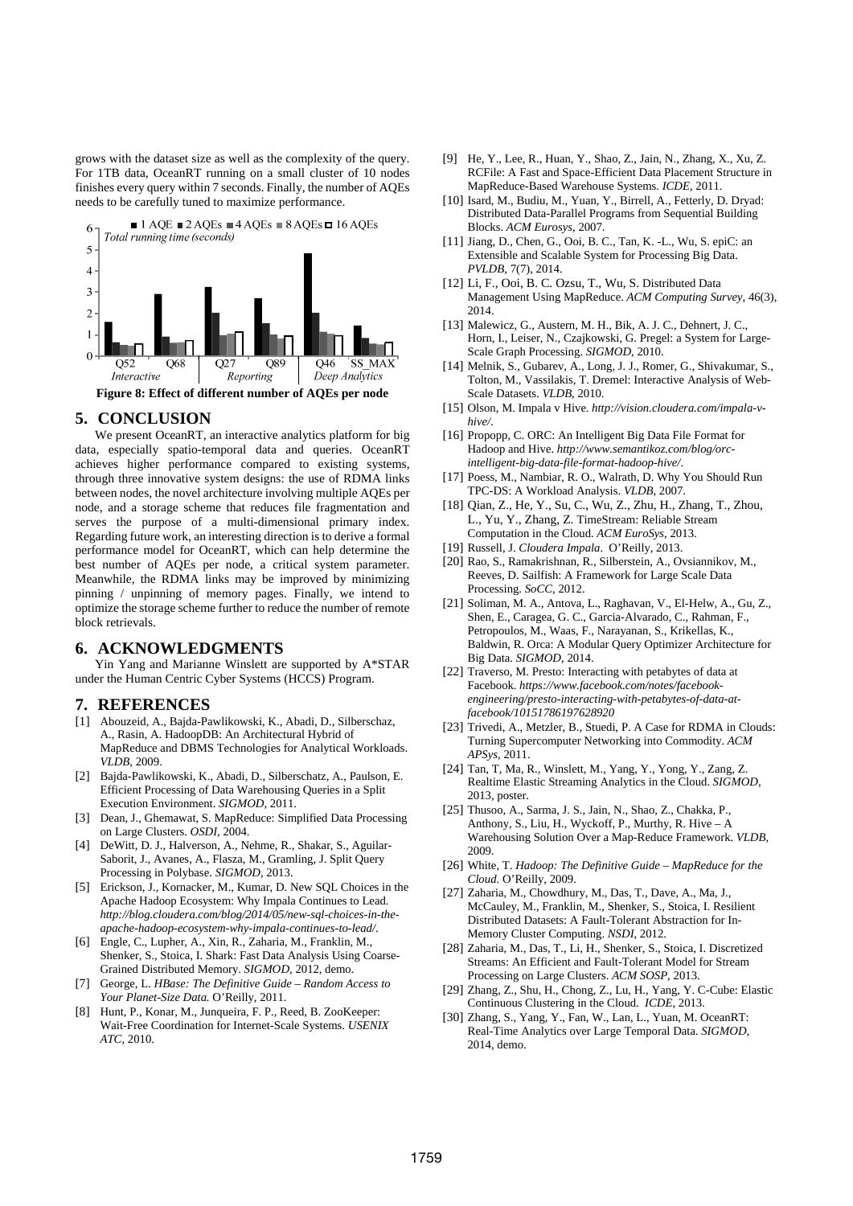grows with the dataset size as well as the complexity of the query. For 1TB data, OceanRT running on a small cluster of 10 nodes finishes every query within 7 seconds. Finally, the number of AQEs needs to be carefully tuned to maximize performance.

1 AQE 2 AQEs 4 AQEs 8 AQEs 16 AQEs

*Total running time (seconds)*

6
5
4
3
2
1
0

Q52 Q68 Q27 Q89 Q46 SS_MAX

*Interactive* *Reporting* *Deep Analytics*

**Figure 8: Effect of different number of AQEs per node**

## 5. CONCLUSION

We present OceanRT, an interactive analytics platform for big data, especially spatio-temporal data and queries. OceanRT achieves higher performance compared to existing systems, through three innovative system designs: the use of RDMA links between nodes, the novel architecture involving multiple AQEs per node, and a storage scheme that reduces file fragmentation and serves the purpose of a multi-dimensional primary index. Regarding future work, an interesting direction is to derive a formal performance model for OceanRT, which can help determine the best number of AQEs per node, a critical system parameter. Meanwhile, the RDMA links may be improved by minimizing pinning / unpinning of memory pages. Finally, we intend to optimize the storage scheme further to reduce the number of remote block retrievals.

## 6. ACKNOWLEDGMENTS

Yin Yang and Marianne Winslett are supported by A*STAR under the Human Centric Cyber Systems (HCCS) Program.

## 7. REFERENCES

[1] Abouzeid, A., Bajda-Pawlikowski, K., Abadi, D., Silberschaz, A., Rasin, A. HadoopDB: An Architectural Hybrid of MapReduce and DBMS Technologies for Analytical Workloads. *VLDB*, 2009.

[2] Bajda-Pawlikowski, K., Abadi, D., Silberschatz, A., Paulson, E. Efficient Processing of Data Warehousing Queries in a Split Execution Environment. *SIGMOD*, 2011.

[3] Dean, J., Ghemawat, S. MapReduce: Simplified Data Processing on Large Clusters. *OSDI*, 2004.

[4] DeWitt, D. J., Halverson, A., Nehme, R., Shakar, S., Aguilar-Saborit, J., Avanes, A., Flasza, M., Gramling, J. Split Query Processing in Polybase. *SIGMOD*, 2013.

[5] Erickson, J., Kornacker, M., Kumar, D. New SQL Choices in the Apache Hadoop Ecosystem: Why Impala Continues to Lead. *http://blog.cloudera.com/blog/2014/05/new-sql-choices-in-the-apache-hadoop-ecosystem-why-impala-continues-to-lead/*.

[6] Engle, C., Lupher, A., Xin, R., Zaharia, M., Franklin, M., Shenker, S., Stoica, I. Shark: Fast Data Analysis Using Coarse-Grained Distributed Memory. *SIGMOD*, 2012, demo.

[7] George, L. *HBase: The Definitive Guide – Random Access to Your Planet-Size Data.* O'Reilly, 2011.

[8] Hunt, P., Konar, M., Junqueira, F. P., Reed, B. ZooKeeper: Wait-Free Coordination for Internet-Scale Systems. *USENIX ATC*, 2010.

[9] He, Y., Lee, R., Huan, Y., Shao, Z., Jain, N., Zhang, X., Xu, Z. RCFile: A Fast and Space-Efficient Data Placement Structure in MapReduce-Based Warehouse Systems. *ICDE*, 2011.

[10] Isard, M., Budiu, M., Yuan, Y., Birrell, A., Fetterly, D. Dryad: Distributed Data-Parallel Programs from Sequential Building Blocks. *ACM Eurosys*, 2007.

[11] Jiang, D., Chen, G., Ooi, B. C., Tan, K. -L., Wu, S. epiC: an Extensible and Scalable System for Processing Big Data. *PVLDB*, 7(7), 2014.

[12] Li, F., Ooi, B. C. Ozsu, T., Wu, S. Distributed Data Management Using MapReduce. *ACM Computing Survey*, 46(3), 2014.

[13] Malewicz, G., Austern, M. H., Bik, A. J. C., Dehnert, J. C., Horn, I., Leiser, N., Czajkowski, G. Pregel: a System for Large-Scale Graph Processing. *SIGMOD*, 2010.

[14] Melnik, S., Gubarev, A., Long, J. J., Romer, G., Shivakumar, S., Tolton, M., Vassilakis, T. Dremel: Interactive Analysis of Web-Scale Datasets. *VLDB*, 2010.

[15] Olson, M. Impala v Hive. *http://vision.cloudera.com/impala-v-hive/*.

[16] Propopp, C. ORC: An Intelligent Big Data File Format for Hadoop and Hive. *http://www.semantikoz.com/blog/orc-intelligent-big-data-file-format-hadoop-hive/*.

[17] Poess, M., Nambiar, R. O., Walrath, D. Why You Should Run TPC-DS: A Workload Analysis. *VLDB*, 2007.

[18] Qian, Z., He, Y., Su, C., Wu, Z., Zhu, H., Zhang, T., Zhou, L., Yu, Y., Zhang, Z. TimeStream: Reliable Stream Computation in the Cloud. *ACM EuroSys*, 2013.

[19] Russell, J. *Cloudera Impala*. O'Reilly, 2013.

[20] Rao, S., Ramakrishnan, R., Silberstein, A., Ovsiannikov, M., Reeves, D. Sailfish: A Framework for Large Scale Data Processing. *SoCC*, 2012.

[21] Soliman, M. A., Antova, L., Raghavan, V., El-Helw, A., Gu, Z., Shen, E., Caragea, G. C., Garcia-Alvarado, C., Rahman, F., Petropoulos, M., Waas, F., Narayanan, S., Krikellas, K., Baldwin, R. Orca: A Modular Query Optimizer Architecture for Big Data. *SIGMOD*, 2014.

[22] Traverso, M. Presto: Interacting with petabytes of data at Facebook. *https://www.facebook.com/notes/facebook-engineering/presto-interacting-with-petabytes-of-data-at-facebook/10151786197628920*

[23] Trivedi, A., Metzler, B., Stuedi, P. A Case for RDMA in Clouds: Turning Supercomputer Networking into Commodity. *ACM APSys*, 2011.

[24] Tan, T, Ma, R., Winslett, M., Yang, Y., Yong, Y., Zang, Z. Realtime Elastic Streaming Analytics in the Cloud. *SIGMOD*, 2013, poster.

[25] Thusoo, A., Sarma, J. S., Jain, N., Shao, Z., Chakka, P., Anthony, S., Liu, H., Wyckoff, P., Murthy, R. Hive – A Warehousing Solution Over a Map-Reduce Framework. *VLDB*, 2009.

[26] White, T. *Hadoop: The Definitive Guide – MapReduce for the Cloud.* O'Reilly, 2009.

[27] Zaharia, M., Chowdhury, M., Das, T., Dave, A., Ma, J., McCauley, M., Franklin, M., Shenker, S., Stoica, I. Resilient Distributed Datasets: A Fault-Tolerant Abstraction for In-Memory Cluster Computing. *NSDI*, 2012.

[28] Zaharia, M., Das, T., Li, H., Shenker, S., Stoica, I. Discretized Streams: An Efficient and Fault-Tolerant Model for Stream Processing on Large Clusters. *ACM SOSP*, 2013.

[29] Zhang, S., Shu, H., Chong, Z., Lu, H., Yang, Y. C-Cube: Elastic Continuous Clustering in the Cloud. *ICDE*, 2013.

[30] Zhang, S., Yang, Y., Fan, W., Lan, L., Yuan, M. OceanRT: Real-Time Analytics over Large Temporal Data. *SIGMOD*, 2014, demo.